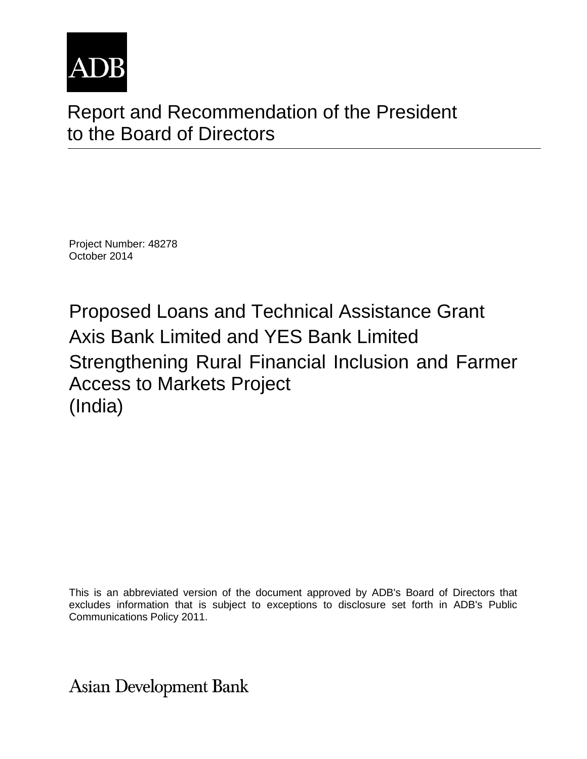ADB

# Report and Recommendation of the President to the Board of Directors

Project Number: 48278
October 2014

## Proposed Loans and Technical Assistance Grant
## Axis Bank Limited and YES Bank Limited
## Strengthening Rural Financial Inclusion and Farmer Access to Markets Project
## (India)

This is an abbreviated version of the document approved by ADB's Board of Directors that excludes information that is subject to exceptions to disclosure set forth in ADB's Public Communications Policy 2011.

Asian Development Bank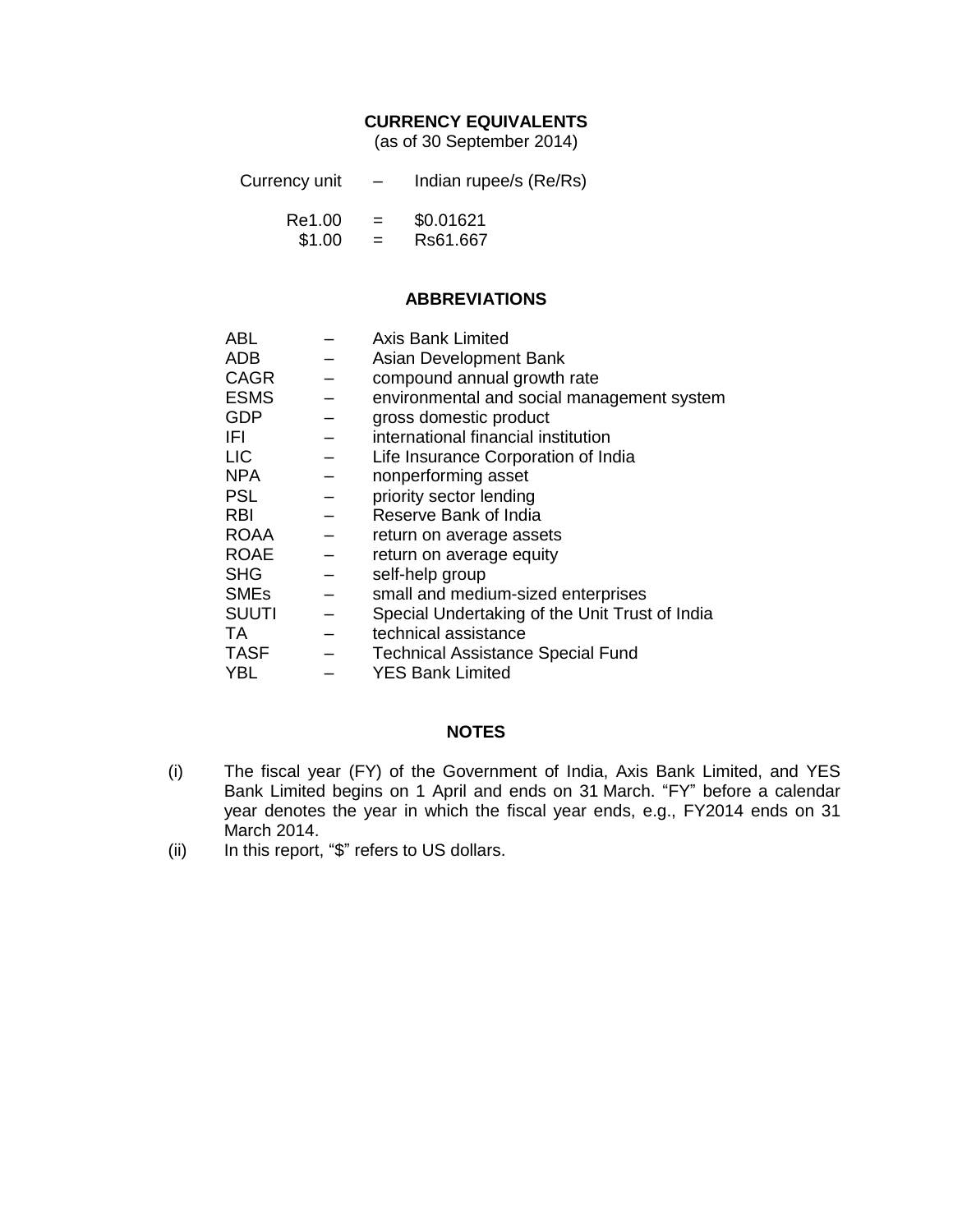## CURRENCY EQUIVALENTS

(as of 30 September 2014)

| | | |
|---|---|---|
| Currency unit | – | Indian rupee/s (Re/Rs) |
| Re1.00 | = | \$0.01621 |
| \$1.00 | = | Rs61.667 |

## ABBREVIATIONS

| | | |
|---|---|---|
| ABL | – | Axis Bank Limited |
| ADB | – | Asian Development Bank |
| CAGR | – | compound annual growth rate |
| ESMS | – | environmental and social management system |
| GDP | – | gross domestic product |
| IFI | – | international financial institution |
| LIC | – | Life Insurance Corporation of India |
| NPA | – | nonperforming asset |
| PSL | – | priority sector lending |
| RBI | – | Reserve Bank of India |
| ROAA | – | return on average assets |
| ROAE | – | return on average equity |
| SHG | – | self-help group |
| SMEs | – | small and medium-sized enterprises |
| SUUTI | – | Special Undertaking of the Unit Trust of India |
| TA | – | technical assistance |
| TASF | – | Technical Assistance Special Fund |
| YBL | – | YES Bank Limited |

## NOTES

(i) The fiscal year (FY) of the Government of India, Axis Bank Limited, and YES Bank Limited begins on 1 April and ends on 31 March. "FY" before a calendar year denotes the year in which the fiscal year ends, e.g., FY2014 ends on 31 March 2014.

(ii) In this report, "\$" refers to US dollars.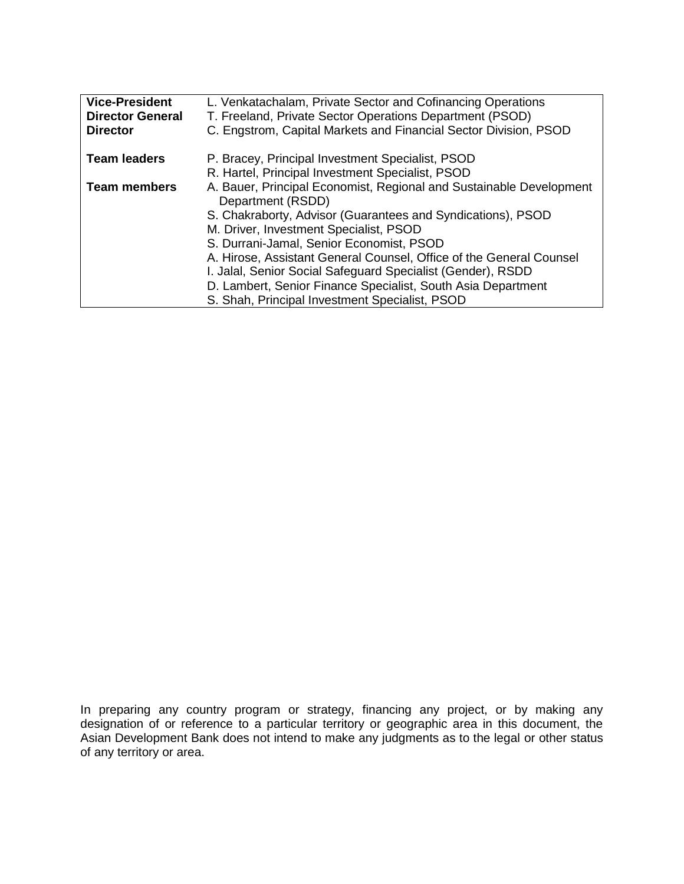| | |
|---|---|
| **Vice-President** | L. Venkatachalam, Private Sector and Cofinancing Operations |
| **Director General** | T. Freeland, Private Sector Operations Department (PSOD) |
| **Director** | C. Engstrom, Capital Markets and Financial Sector Division, PSOD |
| | |
| **Team leaders** | P. Bracey, Principal Investment Specialist, PSOD |
| | R. Hartel, Principal Investment Specialist, PSOD |
| **Team members** | A. Bauer, Principal Economist, Regional and Sustainable Development Department (RSDD) |
| | S. Chakraborty, Advisor (Guarantees and Syndications), PSOD |
| | M. Driver, Investment Specialist, PSOD |
| | S. Durrani-Jamal, Senior Economist, PSOD |
| | A. Hirose, Assistant General Counsel, Office of the General Counsel |
| | I. Jalal, Senior Social Safeguard Specialist (Gender), RSDD |
| | D. Lambert, Senior Finance Specialist, South Asia Department |
| | S. Shah, Principal Investment Specialist, PSOD |

In preparing any country program or strategy, financing any project, or by making any designation of or reference to a particular territory or geographic area in this document, the Asian Development Bank does not intend to make any judgments as to the legal or other status of any territory or area.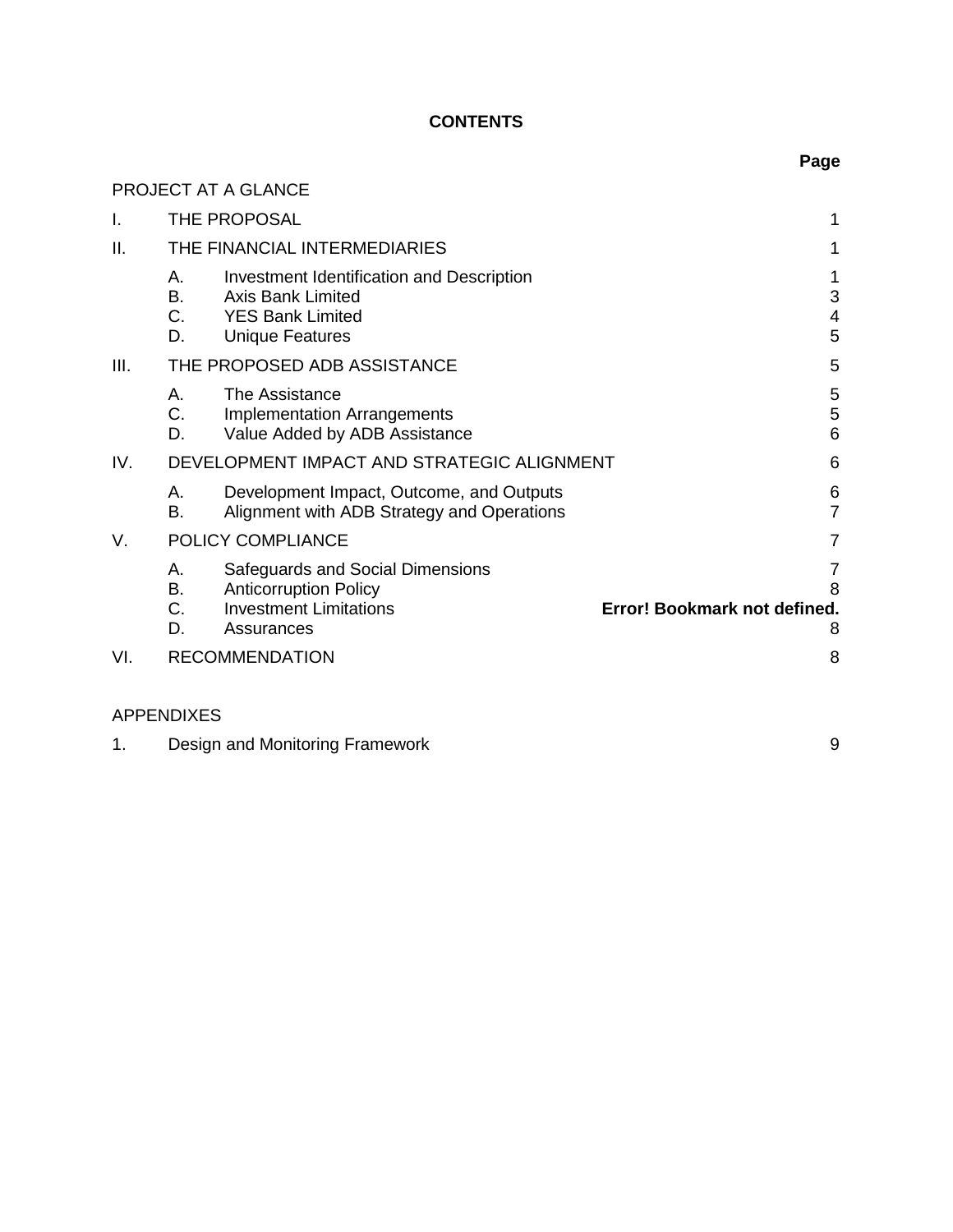**CONTENTS**

| | | | Page |
|---|---|---|---|
| PROJECT AT A GLANCE | | | |
| I. | THE PROPOSAL | | 1 |
| II. | THE FINANCIAL INTERMEDIARIES | | 1 |
| | A. | Investment Identification and Description | 1 |
| | B. | Axis Bank Limited | 3 |
| | C. | YES Bank Limited | 4 |
| | D. | Unique Features | 5 |
| III. | THE PROPOSED ADB ASSISTANCE | | 5 |
| | A. | The Assistance | 5 |
| | C. | Implementation Arrangements | 5 |
| | D. | Value Added by ADB Assistance | 6 |
| IV. | DEVELOPMENT IMPACT AND STRATEGIC ALIGNMENT | | 6 |
| | A. | Development Impact, Outcome, and Outputs | 6 |
| | B. | Alignment with ADB Strategy and Operations | 7 |
| V. | POLICY COMPLIANCE | | 7 |
| | A. | Safeguards and Social Dimensions | 7 |
| | B. | Anticorruption Policy | 8 |
| | C. | Investment Limitations | **Error! Bookmark not defined.** |
| | D. | Assurances | 8 |
| VI. | RECOMMENDATION | | 8 |

APPENDIXES

| | | |
|---|---|---|
| 1. | Design and Monitoring Framework | 9 |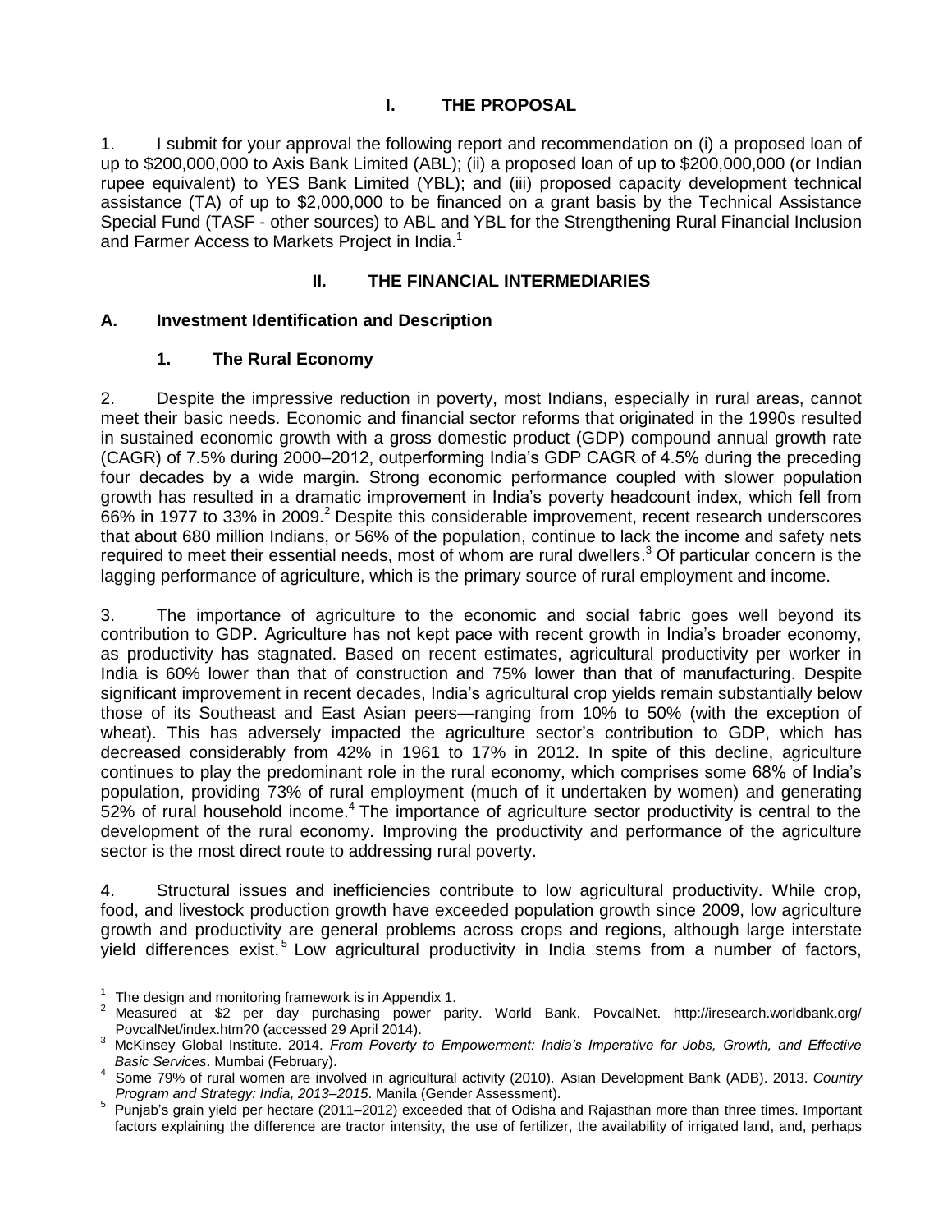## I. THE PROPOSAL

1. I submit for your approval the following report and recommendation on (i) a proposed loan of up to $200,000,000 to Axis Bank Limited (ABL); (ii) a proposed loan of up to $200,000,000 (or Indian rupee equivalent) to YES Bank Limited (YBL); and (iii) proposed capacity development technical assistance (TA) of up to $2,000,000 to be financed on a grant basis by the Technical Assistance Special Fund (TASF - other sources) to ABL and YBL for the Strengthening Rural Financial Inclusion and Farmer Access to Markets Project in India.[1]

## II. THE FINANCIAL INTERMEDIARIES

### A. Investment Identification and Description

#### 1. The Rural Economy

2. Despite the impressive reduction in poverty, most Indians, especially in rural areas, cannot meet their basic needs. Economic and financial sector reforms that originated in the 1990s resulted in sustained economic growth with a gross domestic product (GDP) compound annual growth rate (CAGR) of 7.5% during 2000–2012, outperforming India's GDP CAGR of 4.5% during the preceding four decades by a wide margin. Strong economic performance coupled with slower population growth has resulted in a dramatic improvement in India's poverty headcount index, which fell from 66% in 1977 to 33% in 2009.[2] Despite this considerable improvement, recent research underscores that about 680 million Indians, or 56% of the population, continue to lack the income and safety nets required to meet their essential needs, most of whom are rural dwellers.[3] Of particular concern is the lagging performance of agriculture, which is the primary source of rural employment and income.

3. The importance of agriculture to the economic and social fabric goes well beyond its contribution to GDP. Agriculture has not kept pace with recent growth in India's broader economy, as productivity has stagnated. Based on recent estimates, agricultural productivity per worker in India is 60% lower than that of construction and 75% lower than that of manufacturing. Despite significant improvement in recent decades, India's agricultural crop yields remain substantially below those of its Southeast and East Asian peers—ranging from 10% to 50% (with the exception of wheat). This has adversely impacted the agriculture sector's contribution to GDP, which has decreased considerably from 42% in 1961 to 17% in 2012. In spite of this decline, agriculture continues to play the predominant role in the rural economy, which comprises some 68% of India's population, providing 73% of rural employment (much of it undertaken by women) and generating 52% of rural household income.[4] The importance of agriculture sector productivity is central to the development of the rural economy. Improving the productivity and performance of the agriculture sector is the most direct route to addressing rural poverty.

4. Structural issues and inefficiencies contribute to low agricultural productivity. While crop, food, and livestock production growth have exceeded population growth since 2009, low agriculture growth and productivity are general problems across crops and regions, although large interstate yield differences exist.[5] Low agricultural productivity in India stems from a number of factors,

---

[1] The design and monitoring framework is in Appendix 1.

[2] Measured at $2 per day purchasing power parity. World Bank. PovcalNet. http://iresearch.worldbank.org/PovcalNet/index.htm?0 (accessed 29 April 2014).

[3] McKinsey Global Institute. 2014. *From Poverty to Empowerment: India's Imperative for Jobs, Growth, and Effective Basic Services*. Mumbai (February).

[4] Some 79% of rural women are involved in agricultural activity (2010). Asian Development Bank (ADB). 2013. *Country Program and Strategy: India, 2013–2015*. Manila (Gender Assessment).

[5] Punjab's grain yield per hectare (2011–2012) exceeded that of Odisha and Rajasthan more than three times. Important factors explaining the difference are tractor intensity, the use of fertilizer, the availability of irrigated land, and, perhaps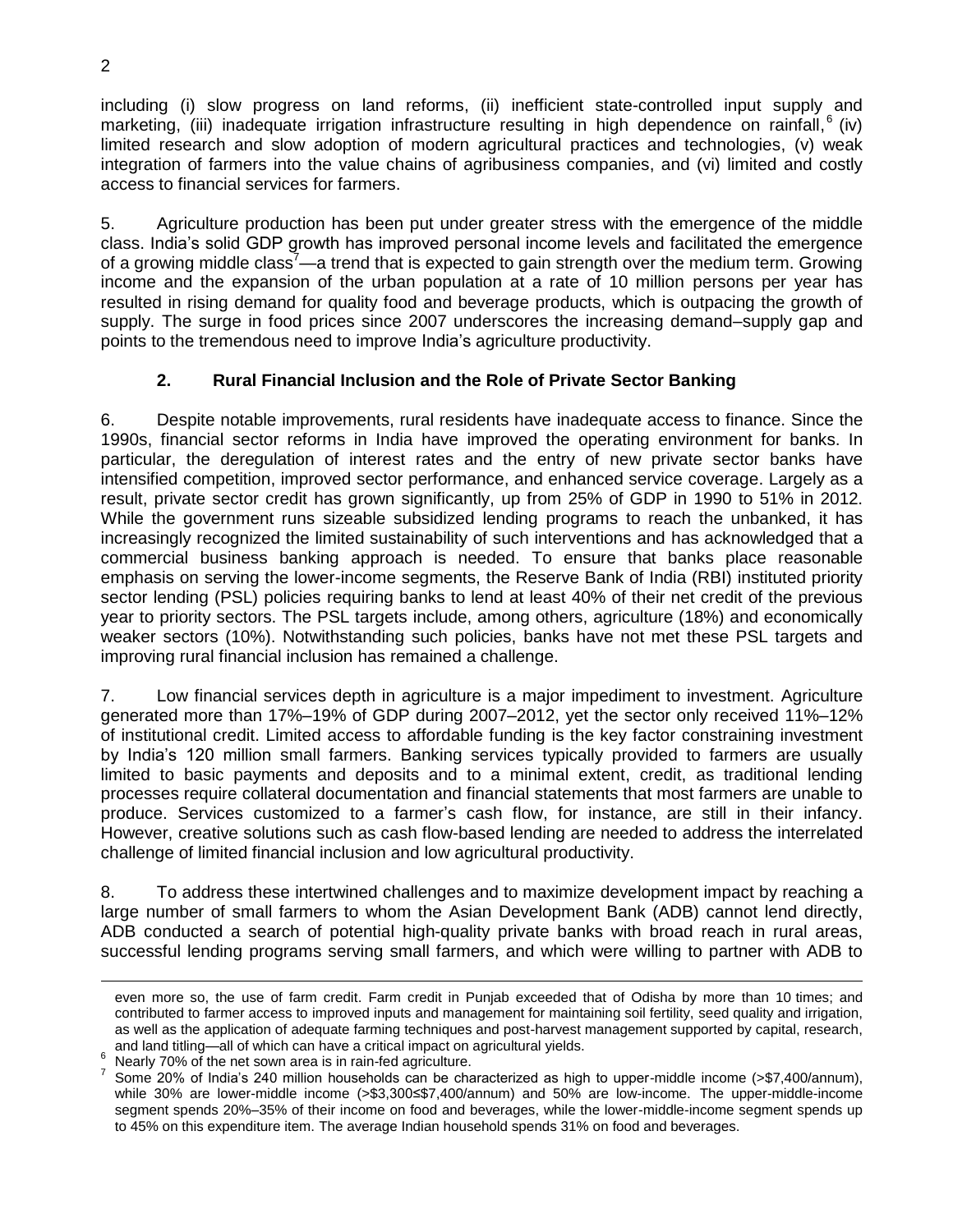including (i) slow progress on land reforms, (ii) inefficient state-controlled input supply and marketing, (iii) inadequate irrigation infrastructure resulting in high dependence on rainfall,[6] (iv) limited research and slow adoption of modern agricultural practices and technologies, (v) weak integration of farmers into the value chains of agribusiness companies, and (vi) limited and costly access to financial services for farmers.

5. Agriculture production has been put under greater stress with the emergence of the middle class. India's solid GDP growth has improved personal income levels and facilitated the emergence of a growing middle class[7]—a trend that is expected to gain strength over the medium term. Growing income and the expansion of the urban population at a rate of 10 million persons per year has resulted in rising demand for quality food and beverage products, which is outpacing the growth of supply. The surge in food prices since 2007 underscores the increasing demand–supply gap and points to the tremendous need to improve India's agriculture productivity.

### 2. Rural Financial Inclusion and the Role of Private Sector Banking

6. Despite notable improvements, rural residents have inadequate access to finance. Since the 1990s, financial sector reforms in India have improved the operating environment for banks. In particular, the deregulation of interest rates and the entry of new private sector banks have intensified competition, improved sector performance, and enhanced service coverage. Largely as a result, private sector credit has grown significantly, up from 25% of GDP in 1990 to 51% in 2012. While the government runs sizeable subsidized lending programs to reach the unbanked, it has increasingly recognized the limited sustainability of such interventions and has acknowledged that a commercial business banking approach is needed. To ensure that banks place reasonable emphasis on serving the lower-income segments, the Reserve Bank of India (RBI) instituted priority sector lending (PSL) policies requiring banks to lend at least 40% of their net credit of the previous year to priority sectors. The PSL targets include, among others, agriculture (18%) and economically weaker sectors (10%). Notwithstanding such policies, banks have not met these PSL targets and improving rural financial inclusion has remained a challenge.

7. Low financial services depth in agriculture is a major impediment to investment. Agriculture generated more than 17%–19% of GDP during 2007–2012, yet the sector only received 11%–12% of institutional credit. Limited access to affordable funding is the key factor constraining investment by India's 120 million small farmers. Banking services typically provided to farmers are usually limited to basic payments and deposits and to a minimal extent, credit, as traditional lending processes require collateral documentation and financial statements that most farmers are unable to produce. Services customized to a farmer's cash flow, for instance, are still in their infancy. However, creative solutions such as cash flow-based lending are needed to address the interrelated challenge of limited financial inclusion and low agricultural productivity.

8. To address these intertwined challenges and to maximize development impact by reaching a large number of small farmers to whom the Asian Development Bank (ADB) cannot lend directly, ADB conducted a search of potential high-quality private banks with broad reach in rural areas, successful lending programs serving small farmers, and which were willing to partner with ADB to

---

even more so, the use of farm credit. Farm credit in Punjab exceeded that of Odisha by more than 10 times; and contributed to farmer access to improved inputs and management for maintaining soil fertility, seed quality and irrigation, as well as the application of adequate farming techniques and post-harvest management supported by capital, research, and land titling—all of which can have a critical impact on agricultural yields.

[6] Nearly 70% of the net sown area is in rain-fed agriculture.

[7] Some 20% of India's 240 million households can be characterized as high to upper-middle income (>$7,400/annum), while 30% are lower-middle income (>$3,300≤$7,400/annum) and 50% are low-income. The upper-middle-income segment spends 20%–35% of their income on food and beverages, while the lower-middle-income segment spends up to 45% on this expenditure item. The average Indian household spends 31% on food and beverages.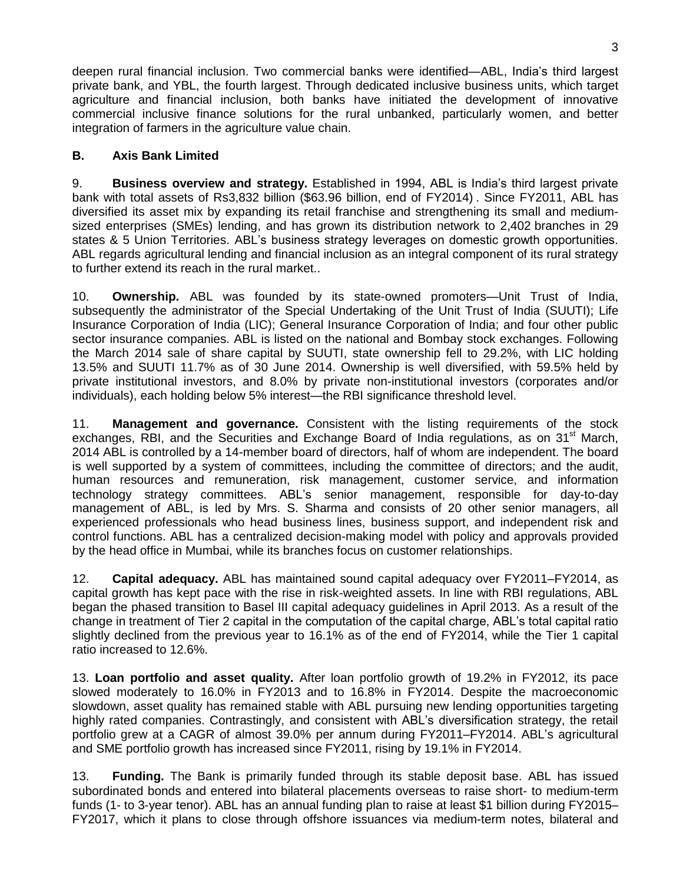deepen rural financial inclusion. Two commercial banks were identified—ABL, India's third largest private bank, and YBL, the fourth largest. Through dedicated inclusive business units, which target agriculture and financial inclusion, both banks have initiated the development of innovative commercial inclusive finance solutions for the rural unbanked, particularly women, and better integration of farmers in the agriculture value chain.

### B. Axis Bank Limited

9. **Business overview and strategy.** Established in 1994, ABL is India's third largest private bank with total assets of Rs3,832 billion ($63.96 billion, end of FY2014) . Since FY2011, ABL has diversified its asset mix by expanding its retail franchise and strengthening its small and medium-sized enterprises (SMEs) lending, and has grown its distribution network to 2,402 branches in 29 states & 5 Union Territories. ABL's business strategy leverages on domestic growth opportunities. ABL regards agricultural lending and financial inclusion as an integral component of its rural strategy to further extend its reach in the rural market..

10. **Ownership.** ABL was founded by its state-owned promoters—Unit Trust of India, subsequently the administrator of the Special Undertaking of the Unit Trust of India (SUUTI); Life Insurance Corporation of India (LIC); General Insurance Corporation of India; and four other public sector insurance companies. ABL is listed on the national and Bombay stock exchanges. Following the March 2014 sale of share capital by SUUTI, state ownership fell to 29.2%, with LIC holding 13.5% and SUUTI 11.7% as of 30 June 2014. Ownership is well diversified, with 59.5% held by private institutional investors, and 8.0% by private non-institutional investors (corporates and/or individuals), each holding below 5% interest—the RBI significance threshold level.

11. **Management and governance.** Consistent with the listing requirements of the stock exchanges, RBI, and the Securities and Exchange Board of India regulations, as on 31st March, 2014 ABL is controlled by a 14-member board of directors, half of whom are independent. The board is well supported by a system of committees, including the committee of directors; and the audit, human resources and remuneration, risk management, customer service, and information technology strategy committees. ABL's senior management, responsible for day-to-day management of ABL, is led by Mrs. S. Sharma and consists of 20 other senior managers, all experienced professionals who head business lines, business support, and independent risk and control functions. ABL has a centralized decision-making model with policy and approvals provided by the head office in Mumbai, while its branches focus on customer relationships.

12. **Capital adequacy.** ABL has maintained sound capital adequacy over FY2011–FY2014, as capital growth has kept pace with the rise in risk-weighted assets. In line with RBI regulations, ABL began the phased transition to Basel III capital adequacy guidelines in April 2013. As a result of the change in treatment of Tier 2 capital in the computation of the capital charge, ABL's total capital ratio slightly declined from the previous year to 16.1% as of the end of FY2014, while the Tier 1 capital ratio increased to 12.6%.

13. **Loan portfolio and asset quality.** After loan portfolio growth of 19.2% in FY2012, its pace slowed moderately to 16.0% in FY2013 and to 16.8% in FY2014. Despite the macroeconomic slowdown, asset quality has remained stable with ABL pursuing new lending opportunities targeting highly rated companies. Contrastingly, and consistent with ABL's diversification strategy, the retail portfolio grew at a CAGR of almost 39.0% per annum during FY2011–FY2014. ABL's agricultural and SME portfolio growth has increased since FY2011, rising by 19.1% in FY2014.

13. **Funding.** The Bank is primarily funded through its stable deposit base. ABL has issued subordinated bonds and entered into bilateral placements overseas to raise short- to medium-term funds (1- to 3-year tenor). ABL has an annual funding plan to raise at least $1 billion during FY2015–FY2017, which it plans to close through offshore issuances via medium-term notes, bilateral and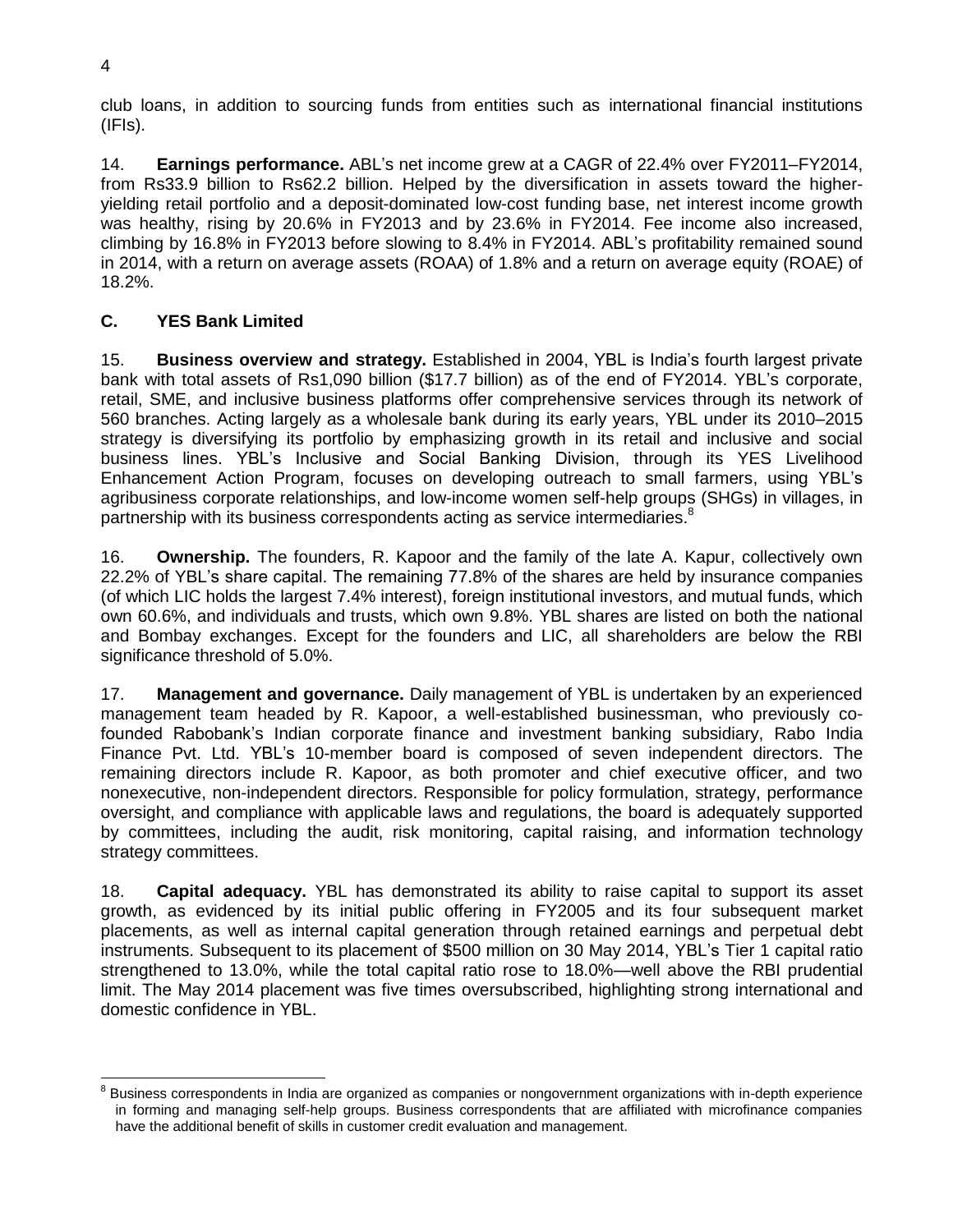club loans, in addition to sourcing funds from entities such as international financial institutions (IFIs).

14. **Earnings performance.** ABL's net income grew at a CAGR of 22.4% over FY2011–FY2014, from Rs33.9 billion to Rs62.2 billion. Helped by the diversification in assets toward the higher-yielding retail portfolio and a deposit-dominated low-cost funding base, net interest income growth was healthy, rising by 20.6% in FY2013 and by 23.6% in FY2014. Fee income also increased, climbing by 16.8% in FY2013 before slowing to 8.4% in FY2014. ABL's profitability remained sound in 2014, with a return on average assets (ROAA) of 1.8% and a return on average equity (ROAE) of 18.2%.

## C. YES Bank Limited

15. **Business overview and strategy.** Established in 2004, YBL is India's fourth largest private bank with total assets of Rs1,090 billion ($17.7 billion) as of the end of FY2014. YBL's corporate, retail, SME, and inclusive business platforms offer comprehensive services through its network of 560 branches. Acting largely as a wholesale bank during its early years, YBL under its 2010–2015 strategy is diversifying its portfolio by emphasizing growth in its retail and inclusive and social business lines. YBL's Inclusive and Social Banking Division, through its YES Livelihood Enhancement Action Program, focuses on developing outreach to small farmers, using YBL's agribusiness corporate relationships, and low-income women self-help groups (SHGs) in villages, in partnership with its business correspondents acting as service intermediaries.[8]

16. **Ownership.** The founders, R. Kapoor and the family of the late A. Kapur, collectively own 22.2% of YBL's share capital. The remaining 77.8% of the shares are held by insurance companies (of which LIC holds the largest 7.4% interest), foreign institutional investors, and mutual funds, which own 60.6%, and individuals and trusts, which own 9.8%. YBL shares are listed on both the national and Bombay exchanges. Except for the founders and LIC, all shareholders are below the RBI significance threshold of 5.0%.

17. **Management and governance.** Daily management of YBL is undertaken by an experienced management team headed by R. Kapoor, a well-established businessman, who previously co-founded Rabobank's Indian corporate finance and investment banking subsidiary, Rabo India Finance Pvt. Ltd. YBL's 10-member board is composed of seven independent directors. The remaining directors include R. Kapoor, as both promoter and chief executive officer, and two nonexecutive, non-independent directors. Responsible for policy formulation, strategy, performance oversight, and compliance with applicable laws and regulations, the board is adequately supported by committees, including the audit, risk monitoring, capital raising, and information technology strategy committees.

18. **Capital adequacy.** YBL has demonstrated its ability to raise capital to support its asset growth, as evidenced by its initial public offering in FY2005 and its four subsequent market placements, as well as internal capital generation through retained earnings and perpetual debt instruments. Subsequent to its placement of $500 million on 30 May 2014, YBL's Tier 1 capital ratio strengthened to 13.0%, while the total capital ratio rose to 18.0%—well above the RBI prudential limit. The May 2014 placement was five times oversubscribed, highlighting strong international and domestic confidence in YBL.

---

[8] Business correspondents in India are organized as companies or nongovernment organizations with in-depth experience in forming and managing self-help groups. Business correspondents that are affiliated with microfinance companies have the additional benefit of skills in customer credit evaluation and management.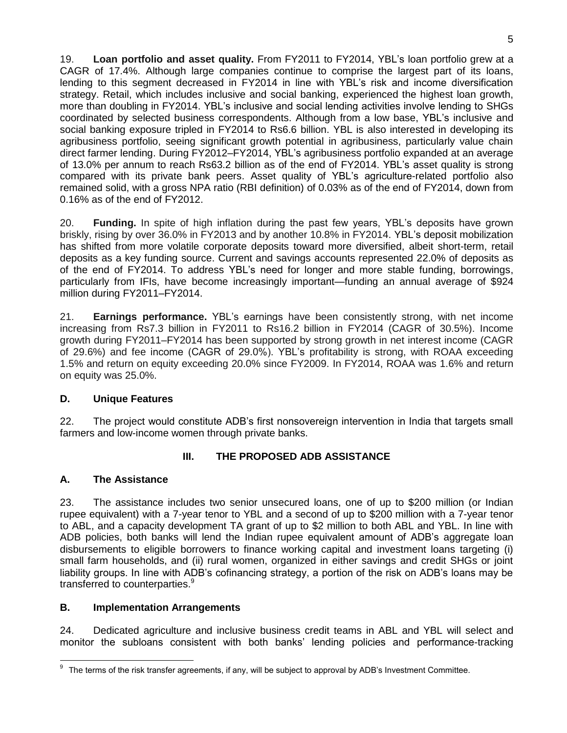19. **Loan portfolio and asset quality.** From FY2011 to FY2014, YBL's loan portfolio grew at a CAGR of 17.4%. Although large companies continue to comprise the largest part of its loans, lending to this segment decreased in FY2014 in line with YBL's risk and income diversification strategy. Retail, which includes inclusive and social banking, experienced the highest loan growth, more than doubling in FY2014. YBL's inclusive and social lending activities involve lending to SHGs coordinated by selected business correspondents. Although from a low base, YBL's inclusive and social banking exposure tripled in FY2014 to Rs6.6 billion. YBL is also interested in developing its agribusiness portfolio, seeing significant growth potential in agribusiness, particularly value chain direct farmer lending. During FY2012–FY2014, YBL's agribusiness portfolio expanded at an average of 13.0% per annum to reach Rs63.2 billion as of the end of FY2014. YBL's asset quality is strong compared with its private bank peers. Asset quality of YBL's agriculture-related portfolio also remained solid, with a gross NPA ratio (RBI definition) of 0.03% as of the end of FY2014, down from 0.16% as of the end of FY2012.

20. **Funding.** In spite of high inflation during the past few years, YBL's deposits have grown briskly, rising by over 36.0% in FY2013 and by another 10.8% in FY2014. YBL's deposit mobilization has shifted from more volatile corporate deposits toward more diversified, albeit short-term, retail deposits as a key funding source. Current and savings accounts represented 22.0% of deposits as of the end of FY2014. To address YBL's need for longer and more stable funding, borrowings, particularly from IFIs, have become increasingly important—funding an annual average of $924 million during FY2011–FY2014.

21. **Earnings performance.** YBL's earnings have been consistently strong, with net income increasing from Rs7.3 billion in FY2011 to Rs16.2 billion in FY2014 (CAGR of 30.5%). Income growth during FY2011–FY2014 has been supported by strong growth in net interest income (CAGR of 29.6%) and fee income (CAGR of 29.0%). YBL's profitability is strong, with ROAA exceeding 1.5% and return on equity exceeding 20.0% since FY2009. In FY2014, ROAA was 1.6% and return on equity was 25.0%.

## D. Unique Features

22. The project would constitute ADB's first nonsovereign intervention in India that targets small farmers and low-income women through private banks.

# III. THE PROPOSED ADB ASSISTANCE

## A. The Assistance

23. The assistance includes two senior unsecured loans, one of up to $200 million (or Indian rupee equivalent) with a 7-year tenor to YBL and a second of up to $200 million with a 7-year tenor to ABL, and a capacity development TA grant of up to $2 million to both ABL and YBL. In line with ADB policies, both banks will lend the Indian rupee equivalent amount of ADB's aggregate loan disbursements to eligible borrowers to finance working capital and investment loans targeting (i) small farm households, and (ii) rural women, organized in either savings and credit SHGs or joint liability groups. In line with ADB's cofinancing strategy, a portion of the risk on ADB's loans may be transferred to counterparties.[9]

## B. Implementation Arrangements

24. Dedicated agriculture and inclusive business credit teams in ABL and YBL will select and monitor the subloans consistent with both banks' lending policies and performance-tracking

[9] The terms of the risk transfer agreements, if any, will be subject to approval by ADB's Investment Committee.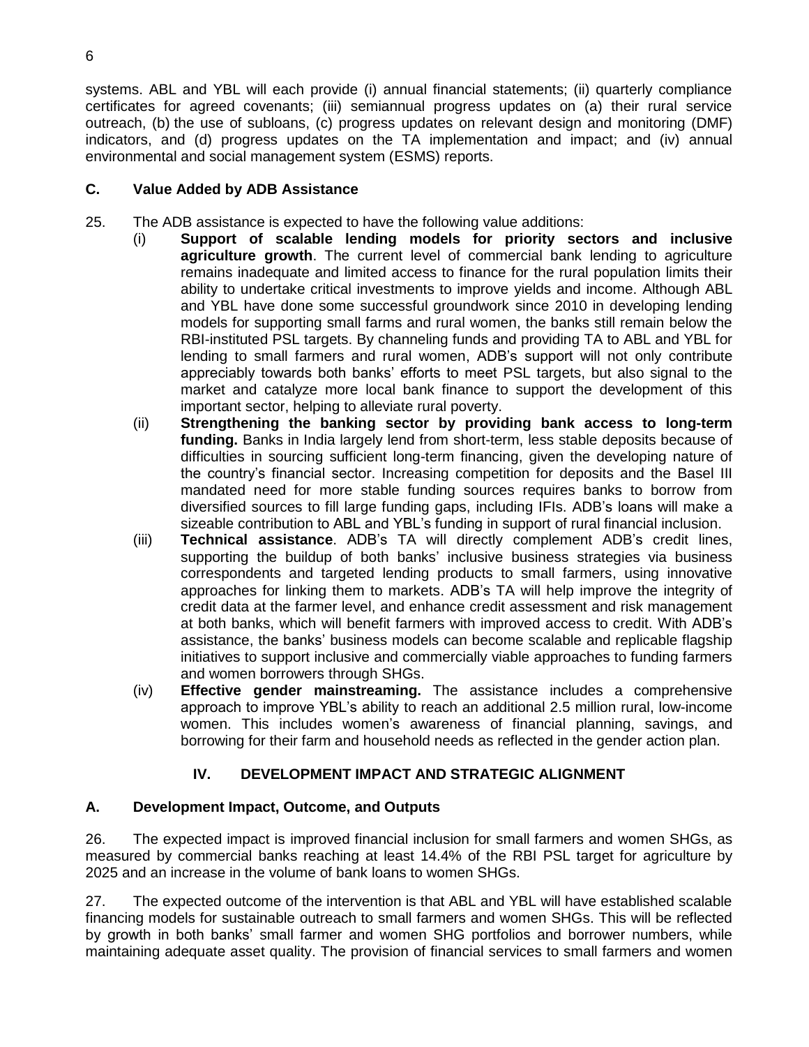systems. ABL and YBL will each provide (i) annual financial statements; (ii) quarterly compliance certificates for agreed covenants; (iii) semiannual progress updates on (a) their rural service outreach, (b) the use of subloans, (c) progress updates on relevant design and monitoring (DMF) indicators, and (d) progress updates on the TA implementation and impact; and (iv) annual environmental and social management system (ESMS) reports.

### C. Value Added by ADB Assistance

25. The ADB assistance is expected to have the following value additions:

(i) **Support of scalable lending models for priority sectors and inclusive agriculture growth**. The current level of commercial bank lending to agriculture remains inadequate and limited access to finance for the rural population limits their ability to undertake critical investments to improve yields and income. Although ABL and YBL have done some successful groundwork since 2010 in developing lending models for supporting small farms and rural women, the banks still remain below the RBI-instituted PSL targets. By channeling funds and providing TA to ABL and YBL for lending to small farmers and rural women, ADB's support will not only contribute appreciably towards both banks' efforts to meet PSL targets, but also signal to the market and catalyze more local bank finance to support the development of this important sector, helping to alleviate rural poverty.

(ii) **Strengthening the banking sector by providing bank access to long-term funding.** Banks in India largely lend from short-term, less stable deposits because of difficulties in sourcing sufficient long-term financing, given the developing nature of the country's financial sector. Increasing competition for deposits and the Basel III mandated need for more stable funding sources requires banks to borrow from diversified sources to fill large funding gaps, including IFIs. ADB's loans will make a sizeable contribution to ABL and YBL's funding in support of rural financial inclusion.

(iii) **Technical assistance**. ADB's TA will directly complement ADB's credit lines, supporting the buildup of both banks' inclusive business strategies via business correspondents and targeted lending products to small farmers, using innovative approaches for linking them to markets. ADB's TA will help improve the integrity of credit data at the farmer level, and enhance credit assessment and risk management at both banks, which will benefit farmers with improved access to credit. With ADB's assistance, the banks' business models can become scalable and replicable flagship initiatives to support inclusive and commercially viable approaches to funding farmers and women borrowers through SHGs.

(iv) **Effective gender mainstreaming.** The assistance includes a comprehensive approach to improve YBL's ability to reach an additional 2.5 million rural, low-income women. This includes women's awareness of financial planning, savings, and borrowing for their farm and household needs as reflected in the gender action plan.

## IV. DEVELOPMENT IMPACT AND STRATEGIC ALIGNMENT

### A. Development Impact, Outcome, and Outputs

26. The expected impact is improved financial inclusion for small farmers and women SHGs, as measured by commercial banks reaching at least 14.4% of the RBI PSL target for agriculture by 2025 and an increase in the volume of bank loans to women SHGs.

27. The expected outcome of the intervention is that ABL and YBL will have established scalable financing models for sustainable outreach to small farmers and women SHGs. This will be reflected by growth in both banks' small farmer and women SHG portfolios and borrower numbers, while maintaining adequate asset quality. The provision of financial services to small farmers and women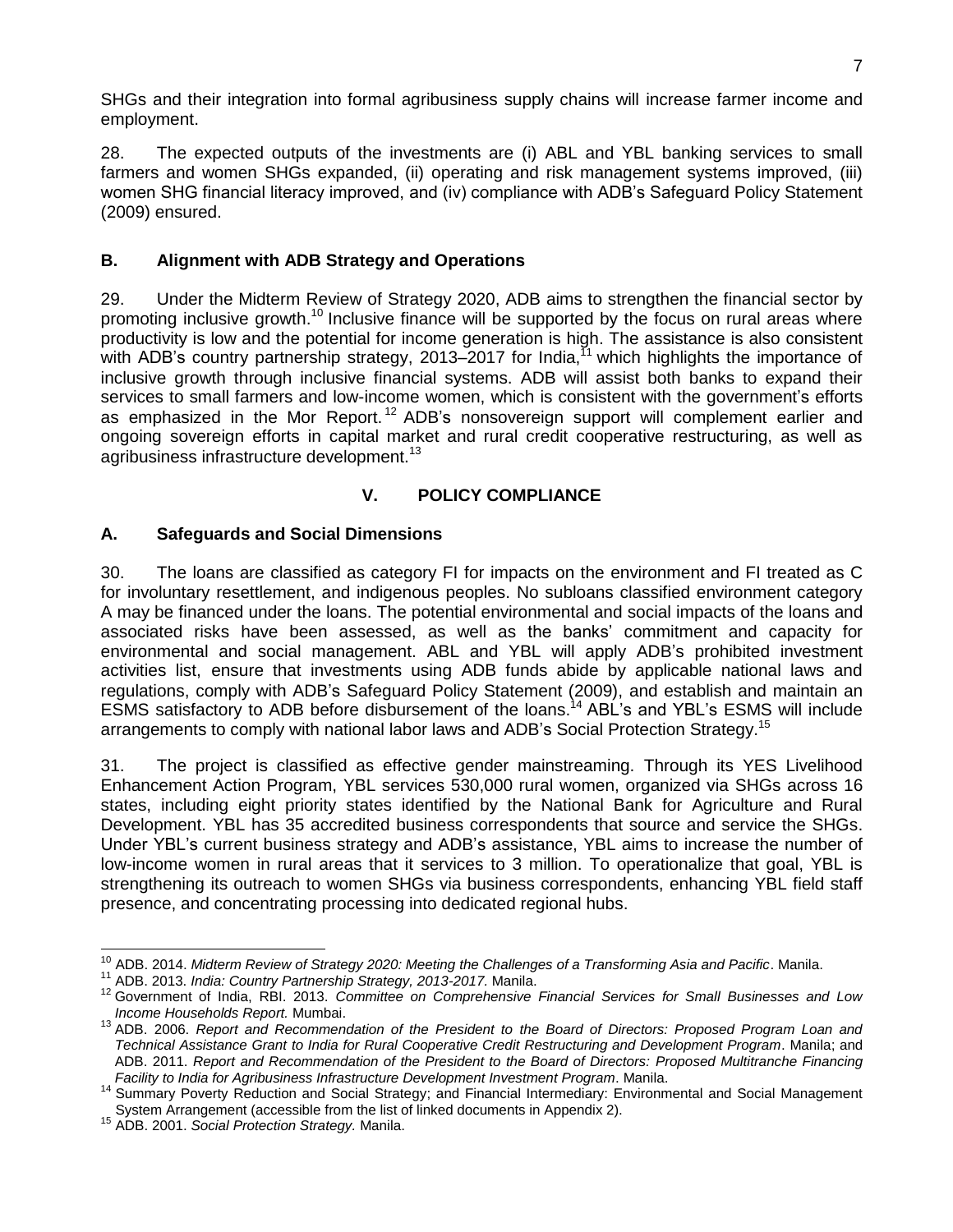SHGs and their integration into formal agribusiness supply chains will increase farmer income and employment.

28. The expected outputs of the investments are (i) ABL and YBL banking services to small farmers and women SHGs expanded, (ii) operating and risk management systems improved, (iii) women SHG financial literacy improved, and (iv) compliance with ADB's Safeguard Policy Statement (2009) ensured.

### B. Alignment with ADB Strategy and Operations

29. Under the Midterm Review of Strategy 2020, ADB aims to strengthen the financial sector by promoting inclusive growth.[10] Inclusive finance will be supported by the focus on rural areas where productivity is low and the potential for income generation is high. The assistance is also consistent with ADB's country partnership strategy, 2013–2017 for India,[11] which highlights the importance of inclusive growth through inclusive financial systems. ADB will assist both banks to expand their services to small farmers and low-income women, which is consistent with the government's efforts as emphasized in the Mor Report.[12] ADB's nonsovereign support will complement earlier and ongoing sovereign efforts in capital market and rural credit cooperative restructuring, as well as agribusiness infrastructure development.[13]

## V. POLICY COMPLIANCE

### A. Safeguards and Social Dimensions

30. The loans are classified as category FI for impacts on the environment and FI treated as C for involuntary resettlement, and indigenous peoples. No subloans classified environment category A may be financed under the loans. The potential environmental and social impacts of the loans and associated risks have been assessed, as well as the banks' commitment and capacity for environmental and social management. ABL and YBL will apply ADB's prohibited investment activities list, ensure that investments using ADB funds abide by applicable national laws and regulations, comply with ADB's Safeguard Policy Statement (2009), and establish and maintain an ESMS satisfactory to ADB before disbursement of the loans.[14] ABL's and YBL's ESMS will include arrangements to comply with national labor laws and ADB's Social Protection Strategy.[15]

31. The project is classified as effective gender mainstreaming. Through its YES Livelihood Enhancement Action Program, YBL services 530,000 rural women, organized via SHGs across 16 states, including eight priority states identified by the National Bank for Agriculture and Rural Development. YBL has 35 accredited business correspondents that source and service the SHGs. Under YBL's current business strategy and ADB's assistance, YBL aims to increase the number of low-income women in rural areas that it services to 3 million. To operationalize that goal, YBL is strengthening its outreach to women SHGs via business correspondents, enhancing YBL field staff presence, and concentrating processing into dedicated regional hubs.

---

[10] ADB. 2014. *Midterm Review of Strategy 2020: Meeting the Challenges of a Transforming Asia and Pacific*. Manila.

[11] ADB. 2013. *India: Country Partnership Strategy, 2013-2017.* Manila.

[12] Government of India, RBI. 2013. *Committee on Comprehensive Financial Services for Small Businesses and Low Income Households Report.* Mumbai.

[13] ADB. 2006. *Report and Recommendation of the President to the Board of Directors: Proposed Program Loan and Technical Assistance Grant to India for Rural Cooperative Credit Restructuring and Development Program*. Manila; and ADB. 2011. *Report and Recommendation of the President to the Board of Directors: Proposed Multitranche Financing Facility to India for Agribusiness Infrastructure Development Investment Program*. Manila.

[14] Summary Poverty Reduction and Social Strategy; and Financial Intermediary: Environmental and Social Management System Arrangement (accessible from the list of linked documents in Appendix 2).

[15] ADB. 2001. *Social Protection Strategy.* Manila.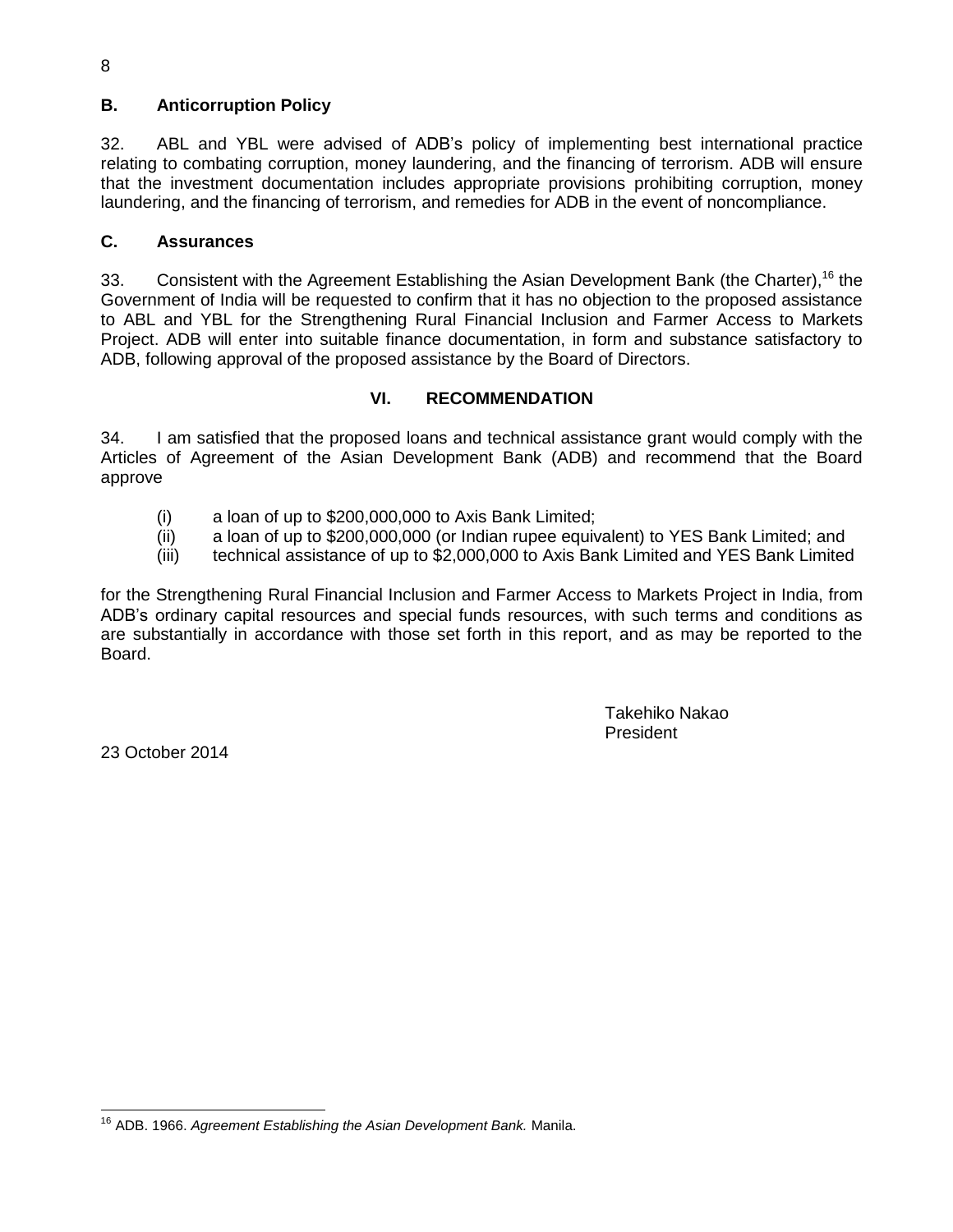## B. Anticorruption Policy

32. ABL and YBL were advised of ADB's policy of implementing best international practice relating to combating corruption, money laundering, and the financing of terrorism. ADB will ensure that the investment documentation includes appropriate provisions prohibiting corruption, money laundering, and the financing of terrorism, and remedies for ADB in the event of noncompliance.

## C. Assurances

33. Consistent with the Agreement Establishing the Asian Development Bank (the Charter),[16] the Government of India will be requested to confirm that it has no objection to the proposed assistance to ABL and YBL for the Strengthening Rural Financial Inclusion and Farmer Access to Markets Project. ADB will enter into suitable finance documentation, in form and substance satisfactory to ADB, following approval of the proposed assistance by the Board of Directors.

# VI. RECOMMENDATION

34. I am satisfied that the proposed loans and technical assistance grant would comply with the Articles of Agreement of the Asian Development Bank (ADB) and recommend that the Board approve

(i) a loan of up to $200,000,000 to Axis Bank Limited;
(ii) a loan of up to $200,000,000 (or Indian rupee equivalent) to YES Bank Limited; and
(iii) technical assistance of up to $2,000,000 to Axis Bank Limited and YES Bank Limited

for the Strengthening Rural Financial Inclusion and Farmer Access to Markets Project in India, from ADB's ordinary capital resources and special funds resources, with such terms and conditions as are substantially in accordance with those set forth in this report, and as may be reported to the Board.

Takehiko Nakao
President

23 October 2014

---

[16] ADB. 1966. *Agreement Establishing the Asian Development Bank.* Manila.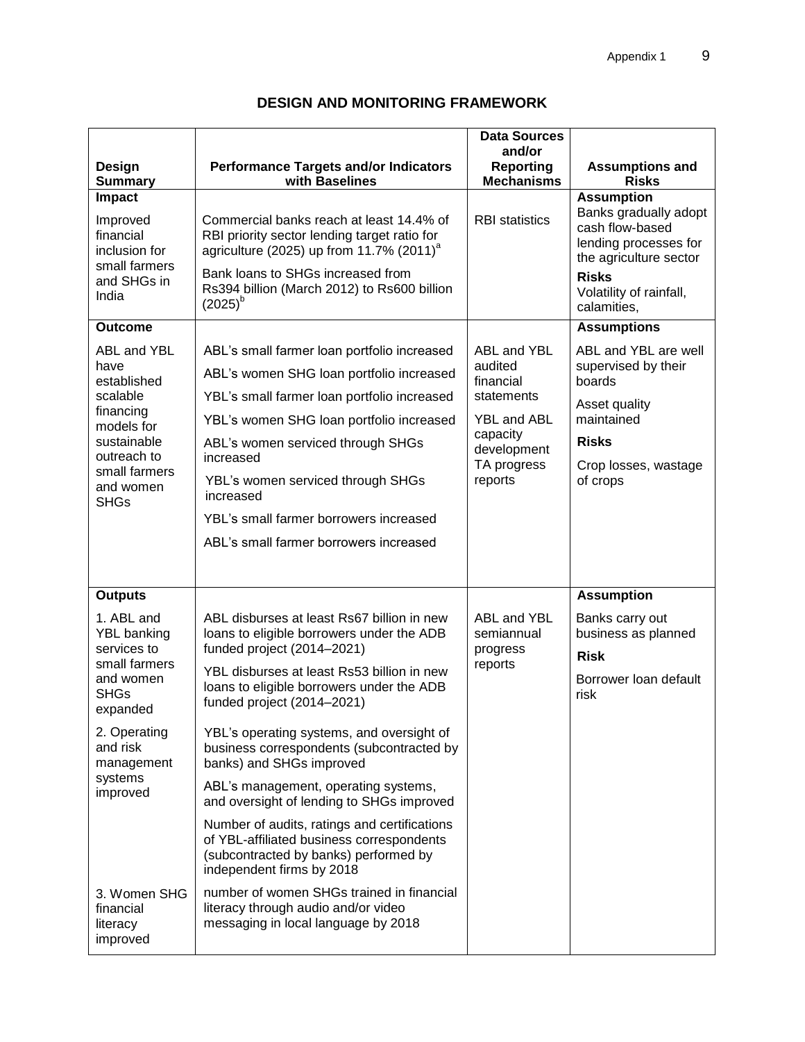# DESIGN AND MONITORING FRAMEWORK

| Design Summary | Performance Targets and/or Indicators with Baselines | Data Sources and/or Reporting Mechanisms | Assumptions and Risks |
|---|---|---|---|
| **Impact**<br>Improved financial inclusion for small farmers and SHGs in India | Commercial banks reach at least 14.4% of RBI priority sector lending target ratio for agriculture (2025) up from 11.7% (2011)[a]<br>Bank loans to SHGs increased from Rs394 billion (March 2012) to Rs600 billion (2025)[b] | RBI statistics | **Assumption**<br>Banks gradually adopt cash flow-based lending processes for the agriculture sector<br>**Risks**<br>Volatility of rainfall, calamities, |
| **Outcome**<br>ABL and YBL have established scalable financing models for sustainable outreach to small farmers and women SHGs | ABL's small farmer loan portfolio increased<br>ABL's women SHG loan portfolio increased<br>YBL's small farmer loan portfolio increased<br>YBL's women SHG loan portfolio increased<br>ABL's women serviced through SHGs increased<br>YBL's women serviced through SHGs increased<br>YBL's small farmer borrowers increased<br>ABL's small farmer borrowers increased | ABL and YBL audited financial statements<br>YBL and ABL capacity development TA progress reports | **Assumptions**<br>ABL and YBL are well supervised by their boards<br>Asset quality maintained<br>**Risks**<br>Crop losses, wastage of crops |
| **Outputs**<br>1. ABL and YBL banking services to small farmers and women SHGs expanded | ABL disburses at least Rs67 billion in new loans to eligible borrowers under the ADB funded project (2014–2021)<br>YBL disburses at least Rs53 billion in new loans to eligible borrowers under the ADB funded project (2014–2021) | ABL and YBL semiannual progress reports | **Assumption**<br>Banks carry out business as planned<br>**Risk**<br>Borrower loan default risk |
| 2. Operating and risk management systems improved | YBL's operating systems, and oversight of business correspondents (subcontracted by banks) and SHGs improved<br>ABL's management, operating systems, and oversight of lending to SHGs improved<br>Number of audits, ratings and certifications of YBL-affiliated business correspondents (subcontracted by banks) performed by independent firms by 2018 | | |
| 3. Women SHG financial literacy improved | number of women SHGs trained in financial literacy through audio and/or video messaging in local language by 2018 | | |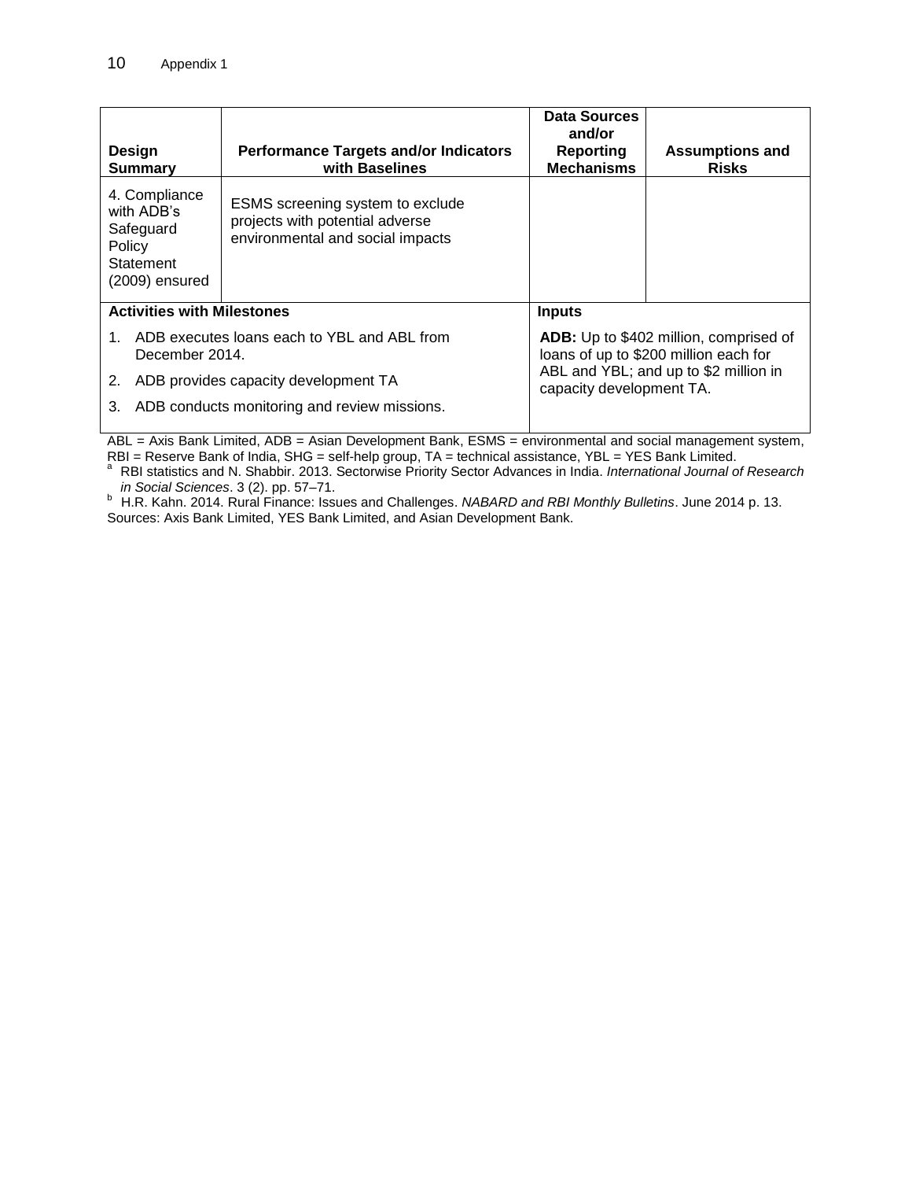| Design Summary | Performance Targets and/or Indicators with Baselines | Data Sources and/or Reporting Mechanisms | Assumptions and Risks |
|---|---|---|---|
| 4. Compliance with ADB's Safeguard Policy Statement (2009) ensured | ESMS screening system to exclude projects with potential adverse environmental and social impacts | | |
| **Activities with Milestones** | | **Inputs** | |
| 1. ADB executes loans each to YBL and ABL from December 2014.<br>2. ADB provides capacity development TA<br>3. ADB conducts monitoring and review missions. | | **ADB:** Up to $402 million, comprised of loans of up to $200 million each for ABL and YBL; and up to $2 million in capacity development TA. | |

ABL = Axis Bank Limited, ADB = Asian Development Bank, ESMS = environmental and social management system, RBI = Reserve Bank of India, SHG = self-help group, TA = technical assistance, YBL = YES Bank Limited.

[a] RBI statistics and N. Shabbir. 2013. Sectorwise Priority Sector Advances in India. *International Journal of Research in Social Sciences*. 3 (2). pp. 57–71.

[b] H.R. Kahn. 2014. Rural Finance: Issues and Challenges. *NABARD and RBI Monthly Bulletins*. June 2014 p. 13.

Sources: Axis Bank Limited, YES Bank Limited, and Asian Development Bank.